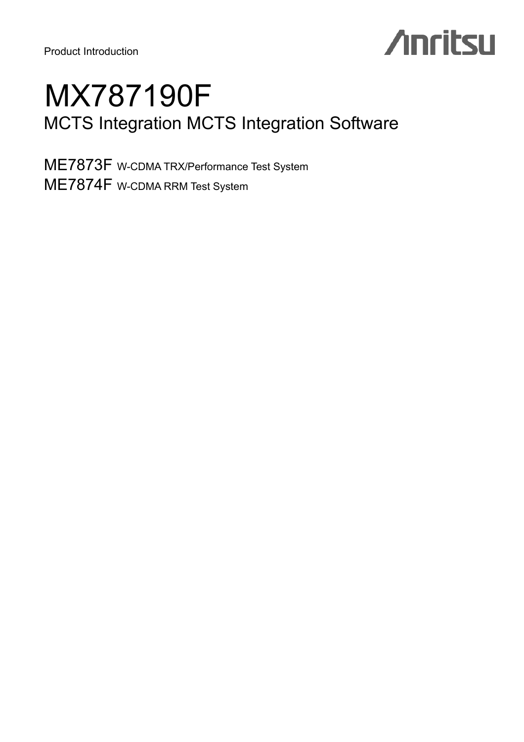Product Introduction

Anritsu

# MX787190F

## MCTS Integration MCTS Integration Software

ME7873F W-CDMA TRX/Performance Test System

ME7874F W-CDMA RRM Test System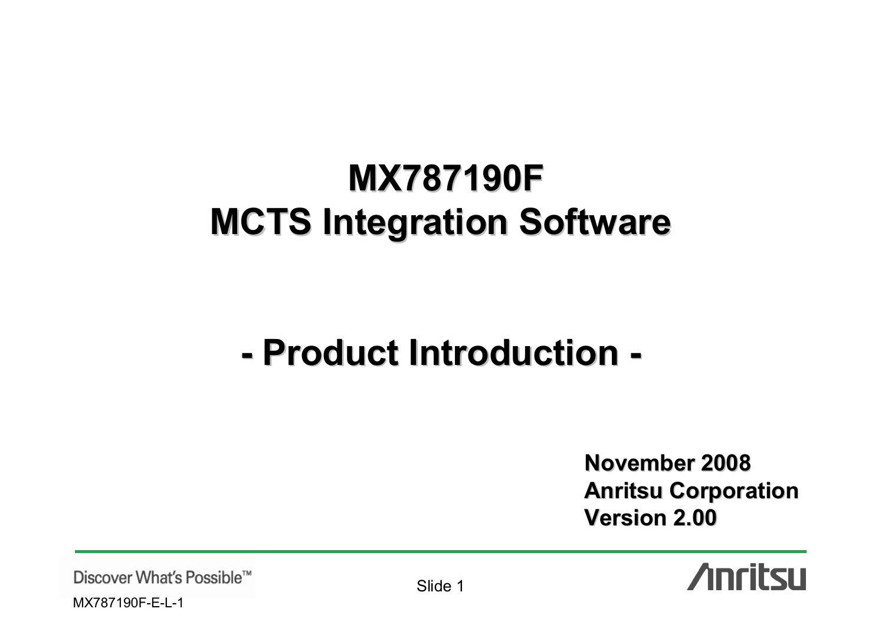# MX787190F
# MCTS Integration Software

## - Product Introduction -

**November 2008**
**Anritsu Corporation**
**Version 2.00**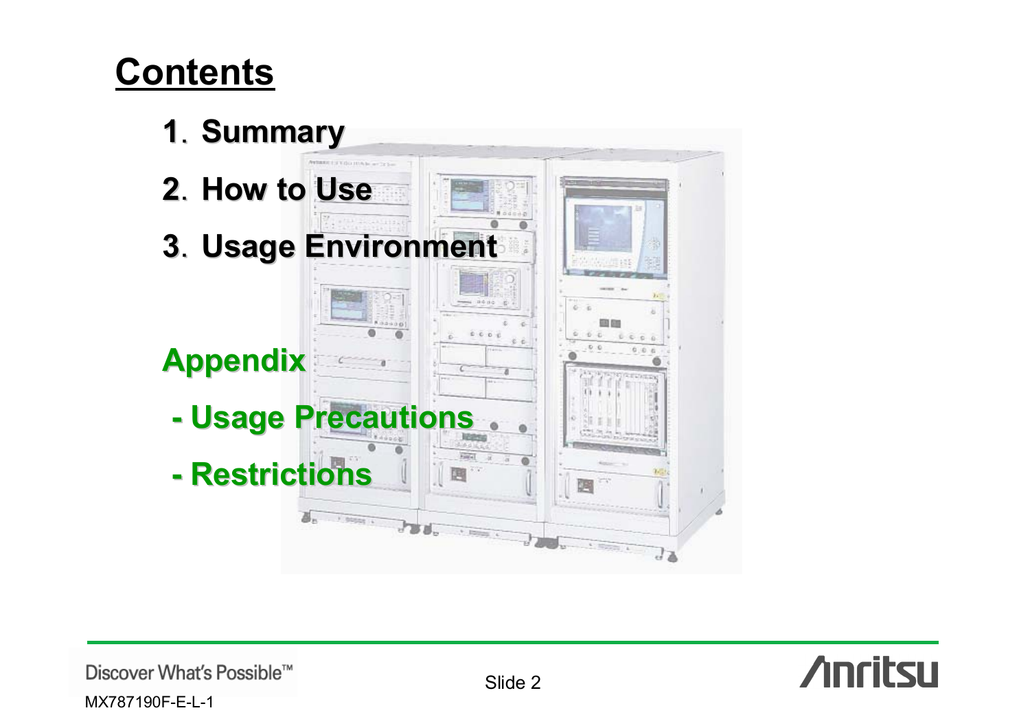# Contents

1. Summary
2. How to Use
3. Usage Environment

**Appendix**

- Usage Precautions
- Restrictions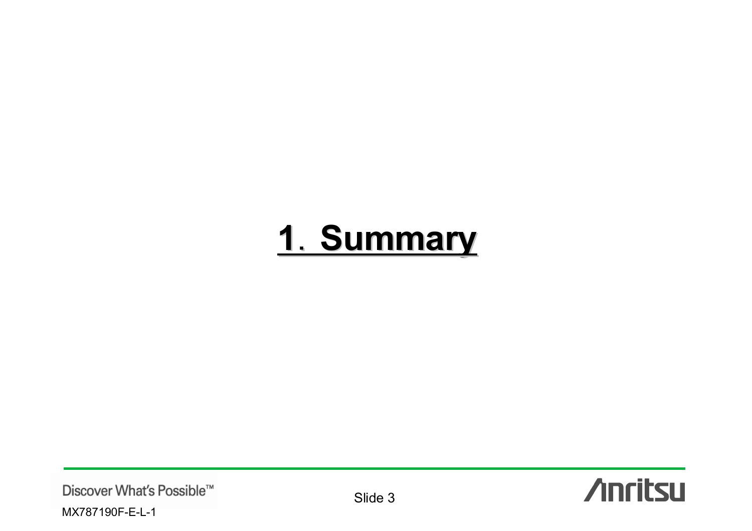# 1. Summary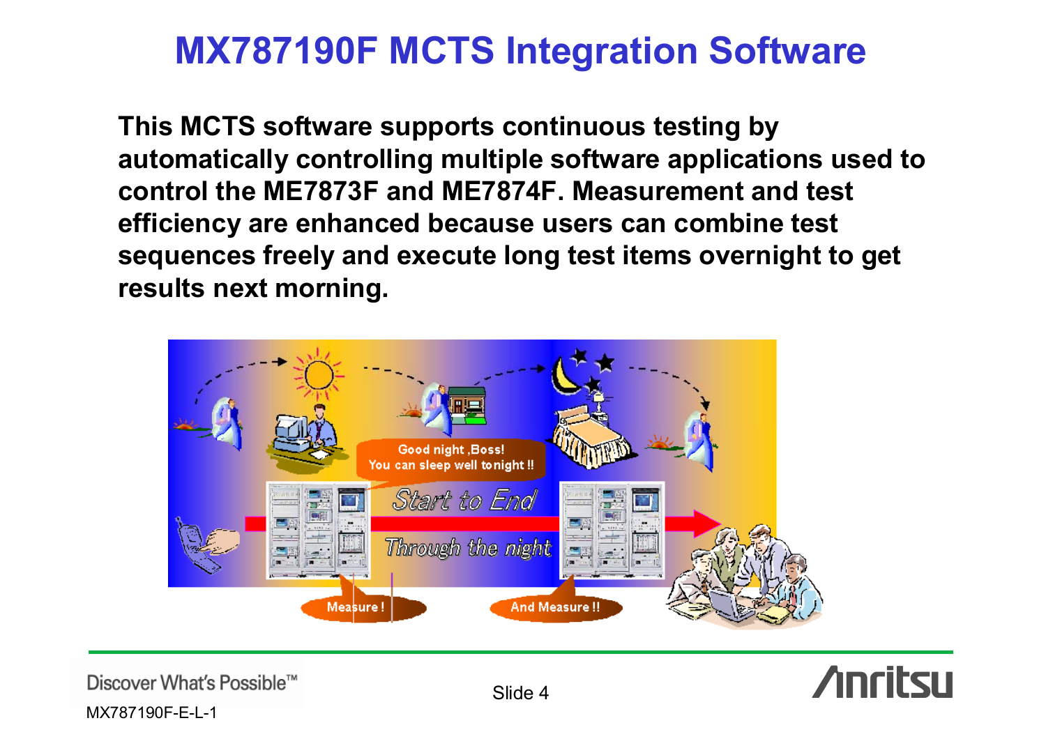# MX787190F MCTS Integration Software

**This MCTS software supports continuous testing by automatically controlling multiple software applications used to control the ME7873F and ME7874F. Measurement and test efficiency are enhanced because users can combine test sequences freely and execute long test items overnight to get results next morning.**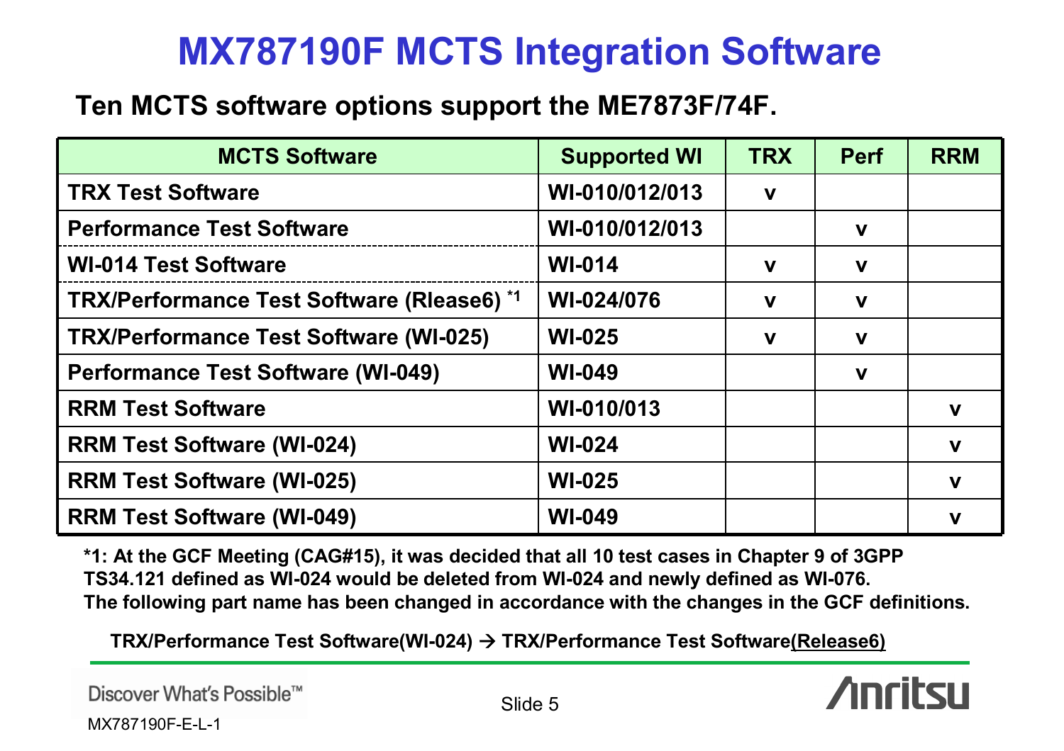# MX787190F MCTS Integration Software

**Ten MCTS software options support the ME7873F/74F.**

| MCTS Software | Supported WI | TRX | Perf | RRM |
|---|---|---|---|---|
| TRX Test Software | WI-010/012/013 | v | | |
| Performance Test Software | WI-010/012/013 | | v | |
| WI-014 Test Software | WI-014 | v | v | |
| TRX/Performance Test Software (Rlease6) *1 | WI-024/076 | v | v | |
| TRX/Performance Test Software (WI-025) | WI-025 | v | v | |
| Performance Test Software (WI-049) | WI-049 | | v | |
| RRM Test Software | WI-010/013 | | | v |
| RRM Test Software (WI-024) | WI-024 | | | v |
| RRM Test Software (WI-025) | WI-025 | | | v |
| RRM Test Software (WI-049) | WI-049 | | | v |

**\*1: At the GCF Meeting (CAG#15), it was decided that all 10 test cases in Chapter 9 of 3GPP TS34.121 defined as WI-024 would be deleted from WI-024 and newly defined as WI-076. The following part name has been changed in accordance with the changes in the GCF definitions.**

**TRX/Performance Test Software(WI-024) → TRX/Performance Test Software(Release6)**

MX787190F-E-L-1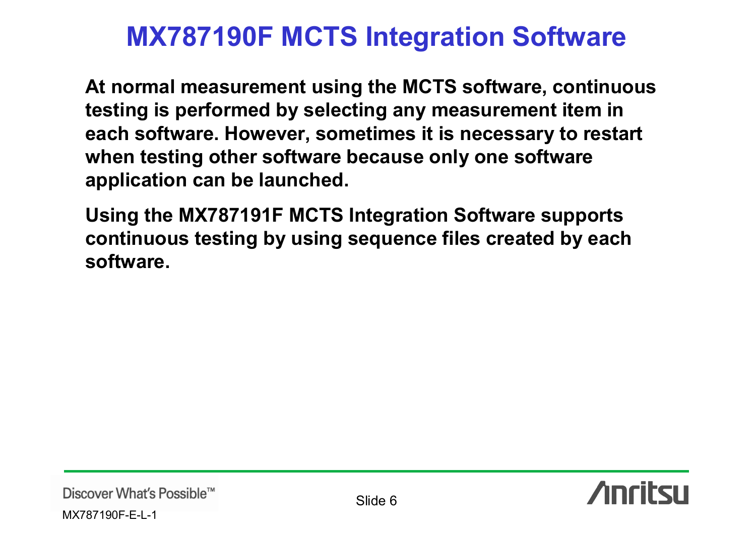# MX787190F MCTS Integration Software

**At normal measurement using the MCTS software, continuous testing is performed by selecting any measurement item in each software. However, sometimes it is necessary to restart when testing other software because only one software application can be launched.**

**Using the MX787191F MCTS Integration Software supports continuous testing by using sequence files created by each software.**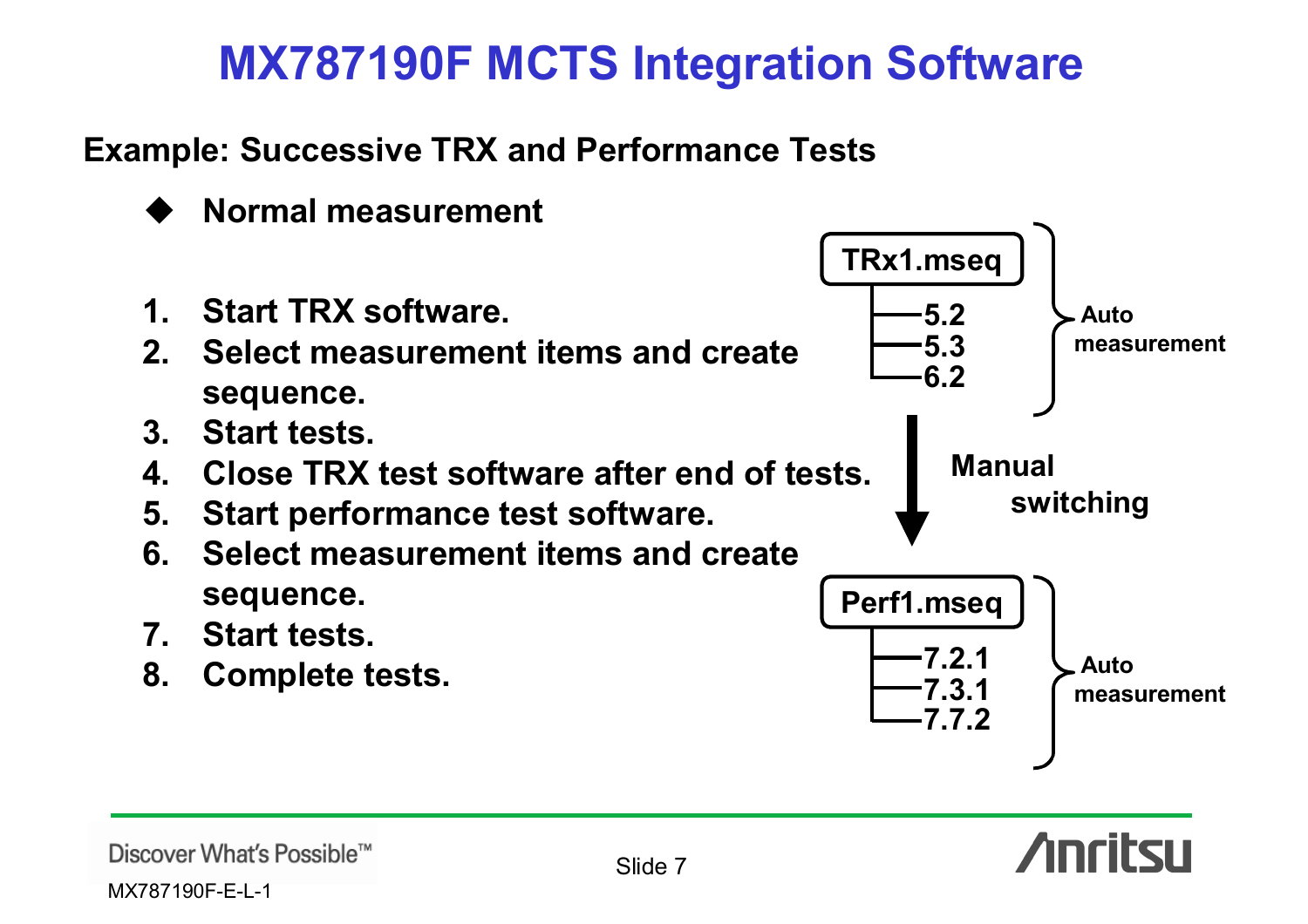# MX787190F MCTS Integration Software

## Example: Successive TRX and Performance Tests

- **Normal measurement**

1. **Start TRX software.**
2. **Select measurement items and create sequence.**
3. **Start tests.**
4. **Close TRX test software after end of tests.**
5. **Start performance test software.**
6. **Select measurement items and create sequence.**
7. **Start tests.**
8. **Complete tests.**

**TRx1.mseq**
- 5.2
- 5.3
- 6.2

Auto measurement

Manual switching

**Perf1.mseq**
- 7.2.1
- 7.3.1
- 7.7.2

Auto measurement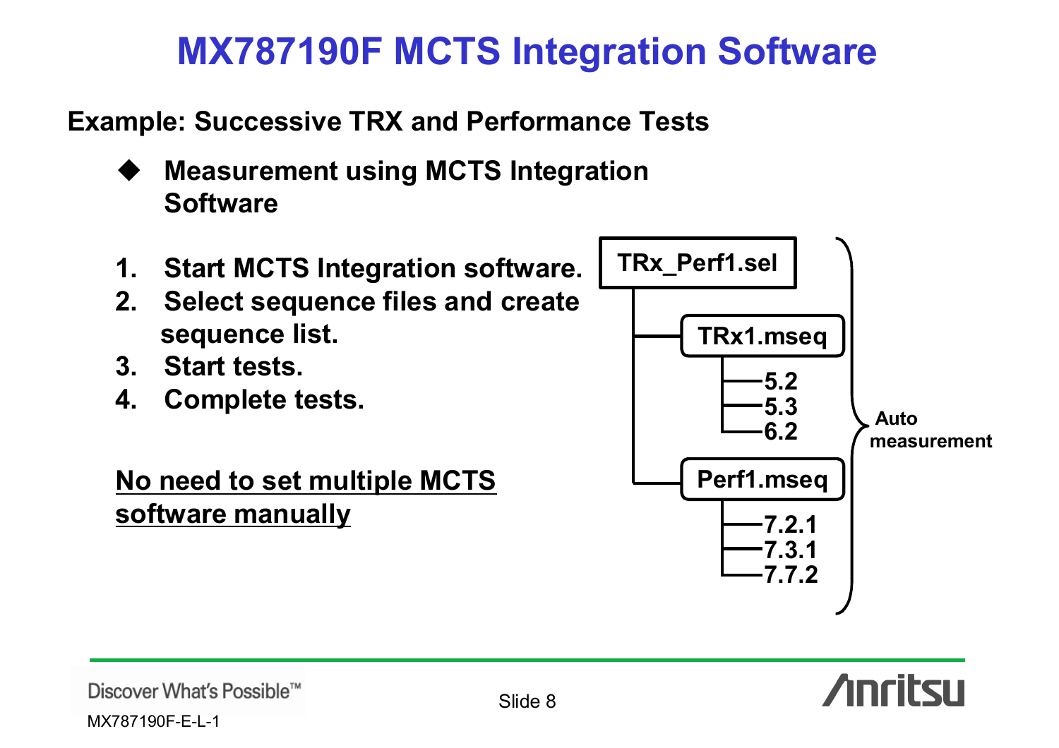# MX787190F MCTS Integration Software

**Example: Successive TRX and Performance Tests**

- **Measurement using MCTS Integration Software**

1. **Start MCTS Integration software.**
2. **Select sequence files and create sequence list.**
3. **Start tests.**
4. **Complete tests.**

**No need to set multiple MCTS software manually**

```
TRx_Perf1.sel
├── TRx1.mseq
│   ├── 5.2
│   ├── 5.3
│   └── 6.2
└── Perf1.mseq
    ├── 7.2.1
    ├── 7.3.1
    └── 7.7.2
```

**Auto measurement**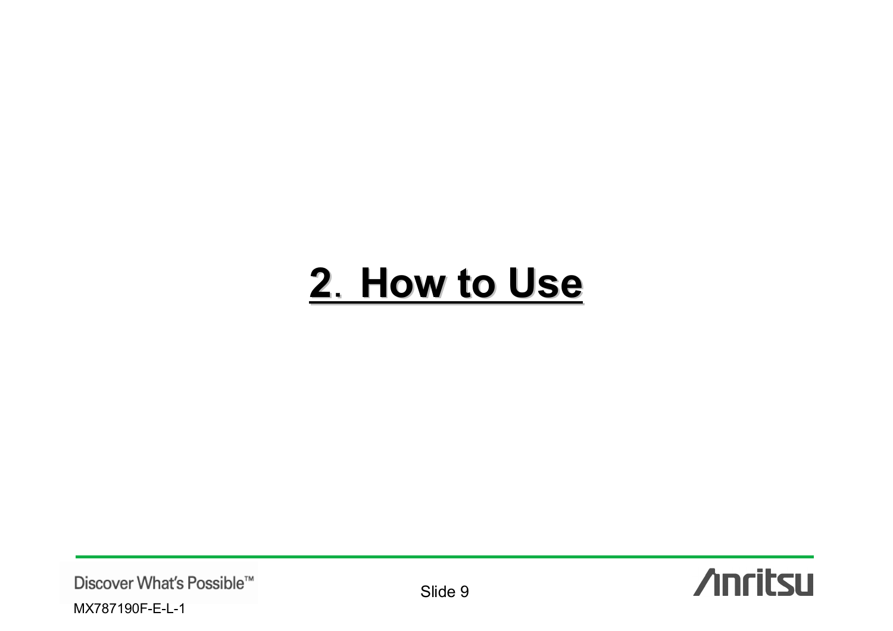# 2. How to Use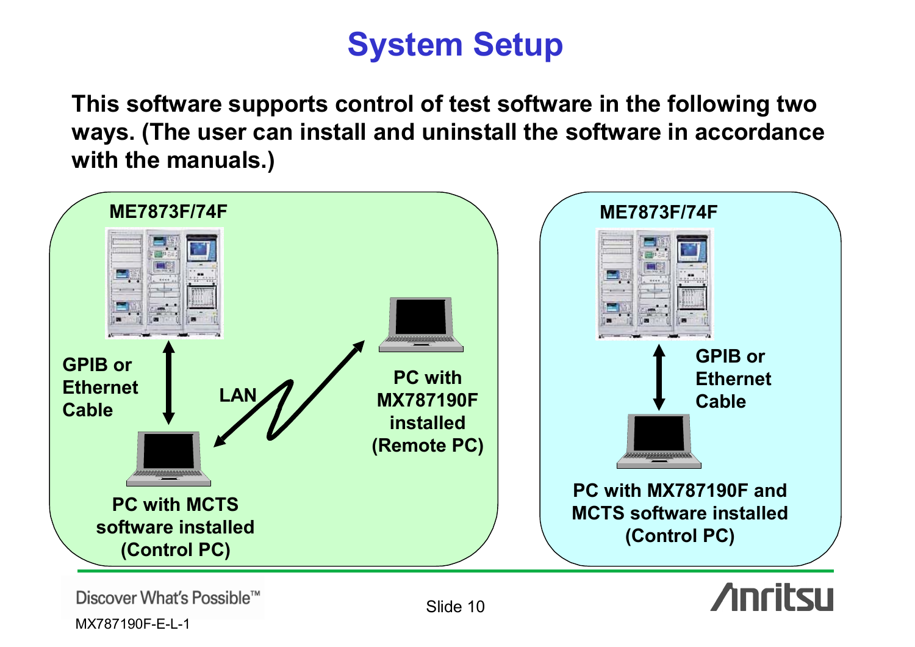# System Setup

**This software supports control of test software in the following two ways. (The user can install and uninstall the software in accordance with the manuals.)**

**ME7873F/74F**

**GPIB or Ethernet Cable**

**LAN**

**PC with MX787190F installed (Remote PC)**

**PC with MCTS software installed (Control PC)**

**ME7873F/74F**

**GPIB or Ethernet Cable**

**PC with MX787190F and MCTS software installed (Control PC)**

MX787190F-E-L-1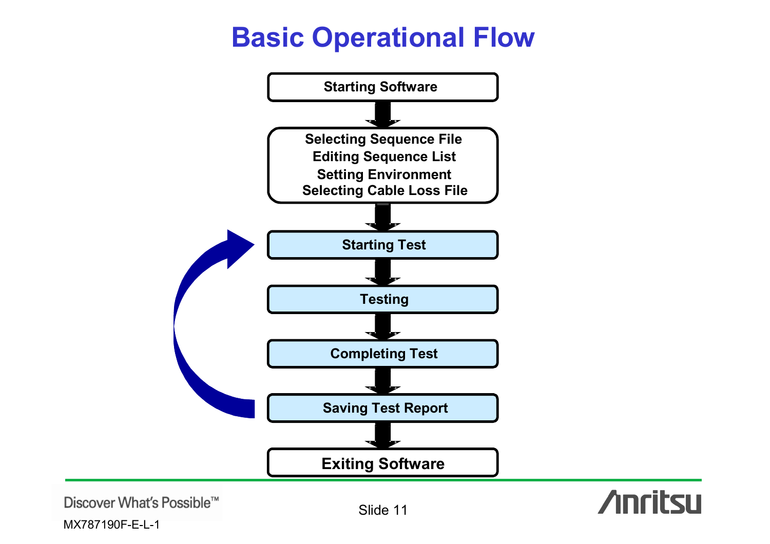# Basic Operational Flow

- Starting Software
- Selecting Sequence File
  Editing Sequence List
  Setting Environment
  Selecting Cable Loss File
- Starting Test
- Testing
- Completing Test
- Saving Test Report
- Exiting Software

MX787190F-E-L-1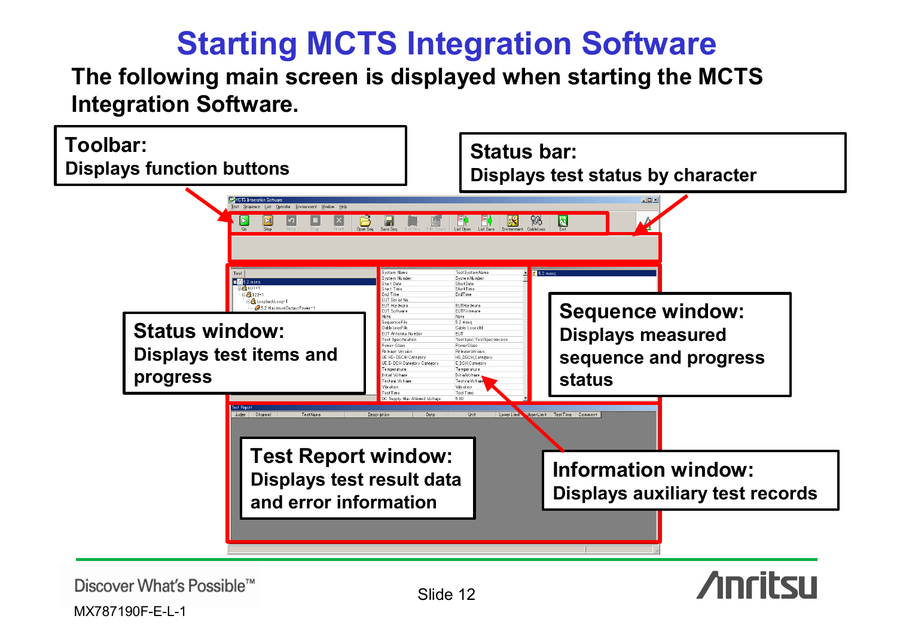# Starting MCTS Integration Software

**The following main screen is displayed when starting the MCTS Integration Software.**

**Toolbar:**
Displays function buttons

**Status bar:**
Displays test status by character

**Status window:**
Displays test items and progress

**Sequence window:**
Displays measured sequence and progress status

**Test Report window:**
Displays test result data and error information

**Information window:**
Displays auxiliary test records

MX787190F-E-L-1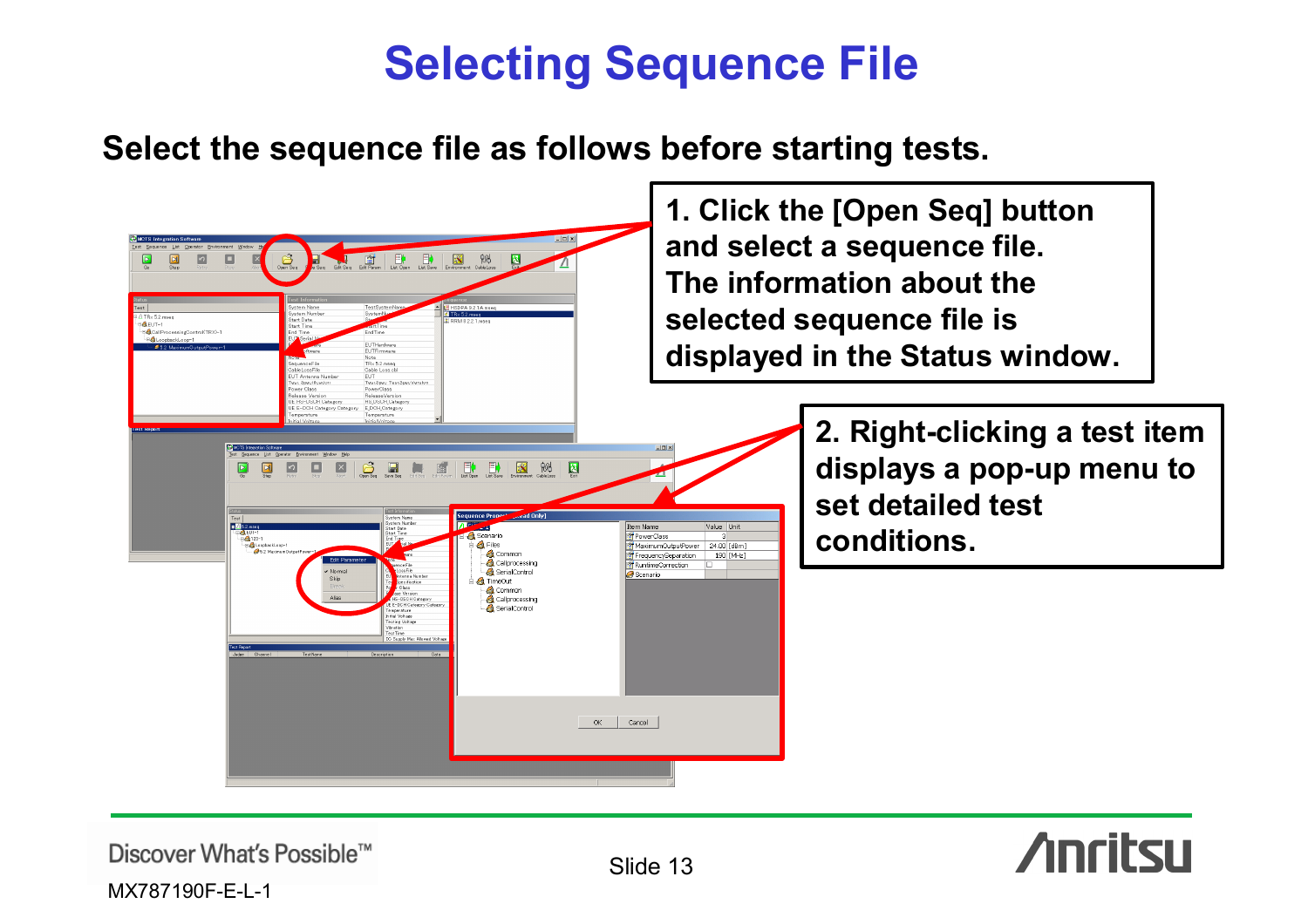# Selecting Sequence File

**Select the sequence file as follows before starting tests.**

1. Click the [Open Seq] button and select a sequence file. The information about the selected sequence file is displayed in the Status window.

2. Right-clicking a test item displays a pop-up menu to set detailed test conditions.

MX787190F-E-L-1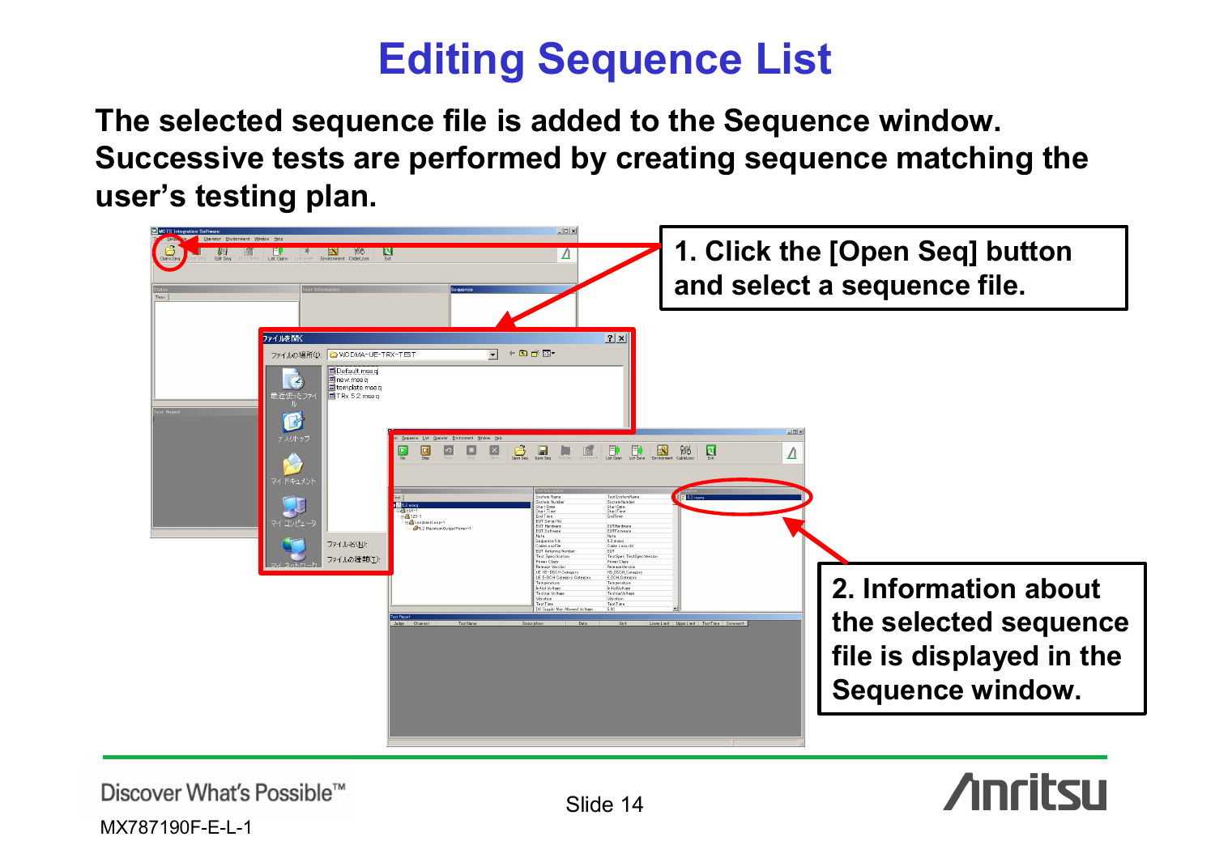# Editing Sequence List

**The selected sequence file is added to the Sequence window. Successive tests are performed by creating sequence matching the user's testing plan.**

**1. Click the [Open Seq] button and select a sequence file.**

**2. Information about the selected sequence file is displayed in the Sequence window.**

Discover What's Possible™

MX787190F-E-L-1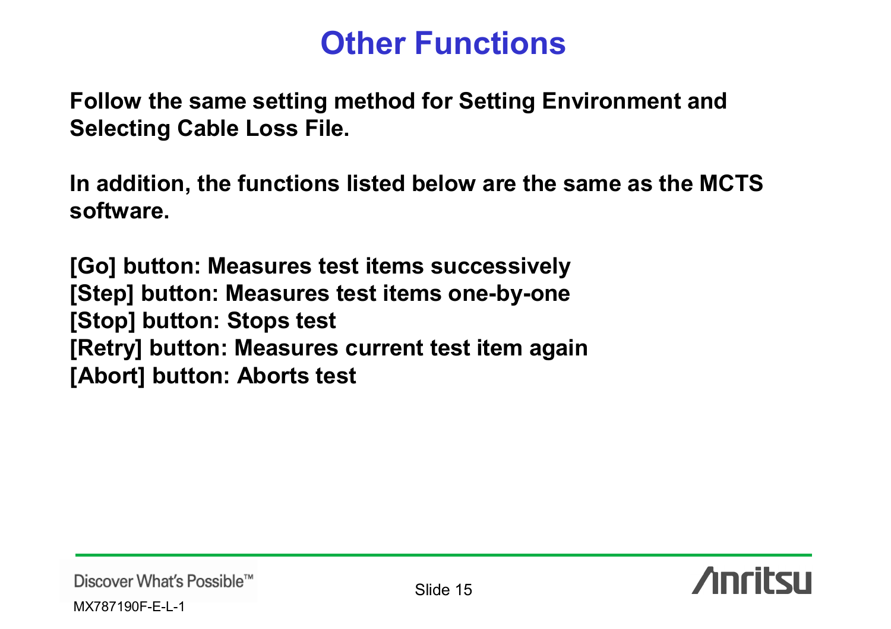# Other Functions

**Follow the same setting method for Setting Environment and Selecting Cable Loss File.**

**In addition, the functions listed below are the same as the MCTS software.**

**[Go] button: Measures test items successively**
**[Step] button: Measures test items one-by-one**
**[Stop] button: Stops test**
**[Retry] button: Measures current test item again**
**[Abort] button: Aborts test**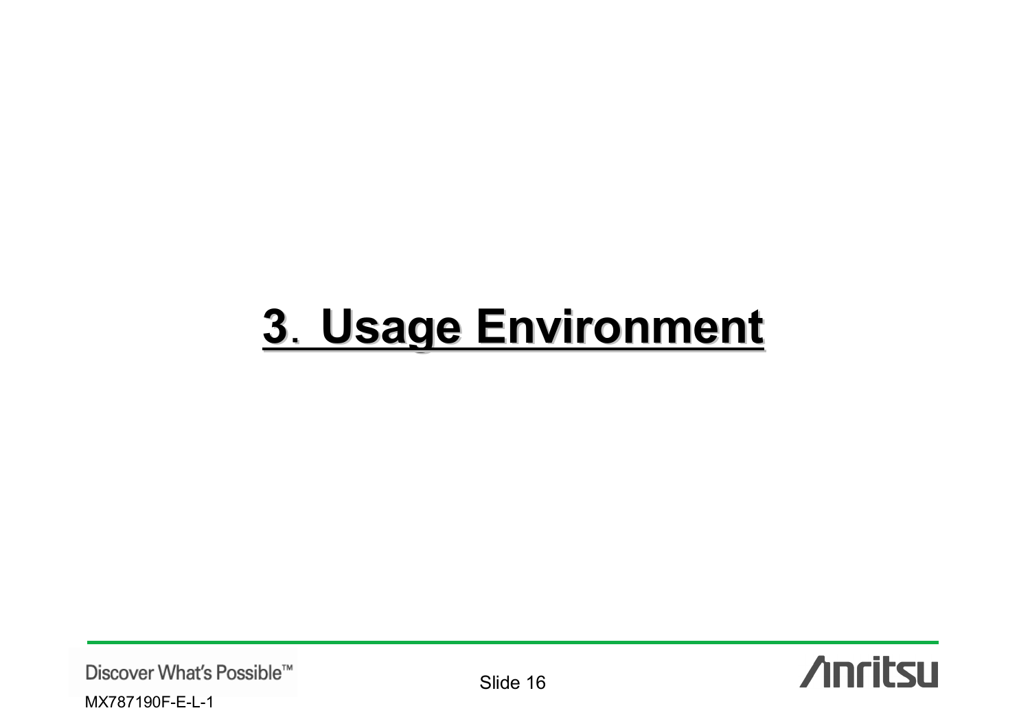# 3. Usage Environment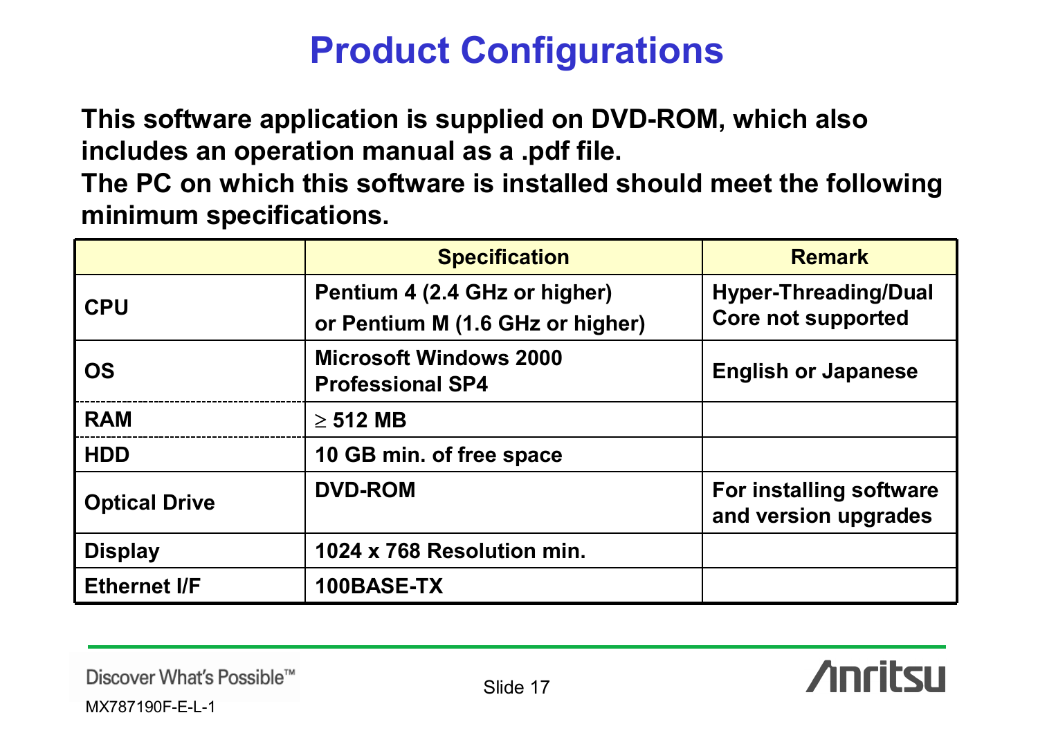# Product Configurations

**This software application is supplied on DVD-ROM, which also includes an operation manual as a .pdf file.**
**The PC on which this software is installed should meet the following minimum specifications.**

| | Specification | Remark |
|---|---|---|
| CPU | Pentium 4 (2.4 GHz or higher) or Pentium M (1.6 GHz or higher) | Hyper-Threading/Dual Core not supported |
| OS | Microsoft Windows 2000 Professional SP4 | English or Japanese |
| RAM | $\geq$ 512 MB | |
| HDD | 10 GB min. of free space | |
| Optical Drive | DVD-ROM | For installing software and version upgrades |
| Display | 1024 x 768 Resolution min. | |
| Ethernet I/F | 100BASE-TX | |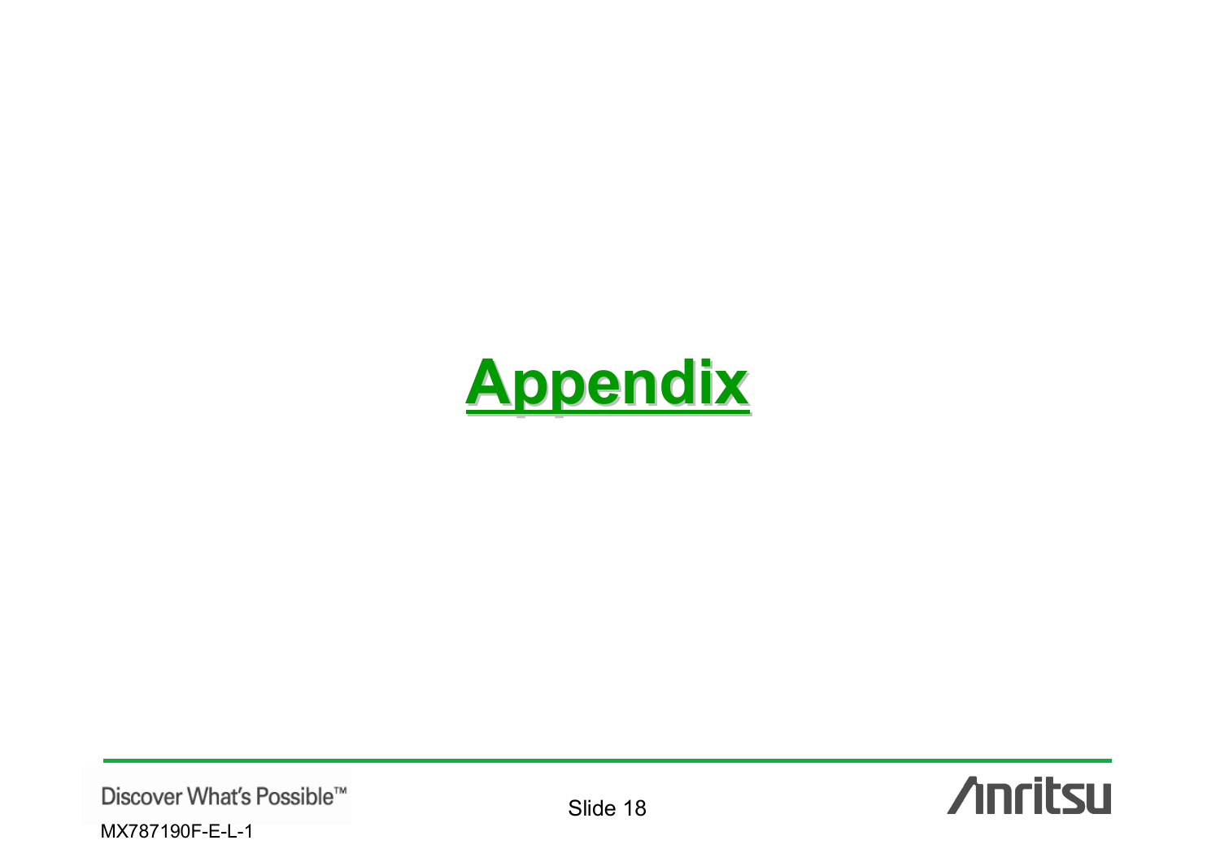# Appendix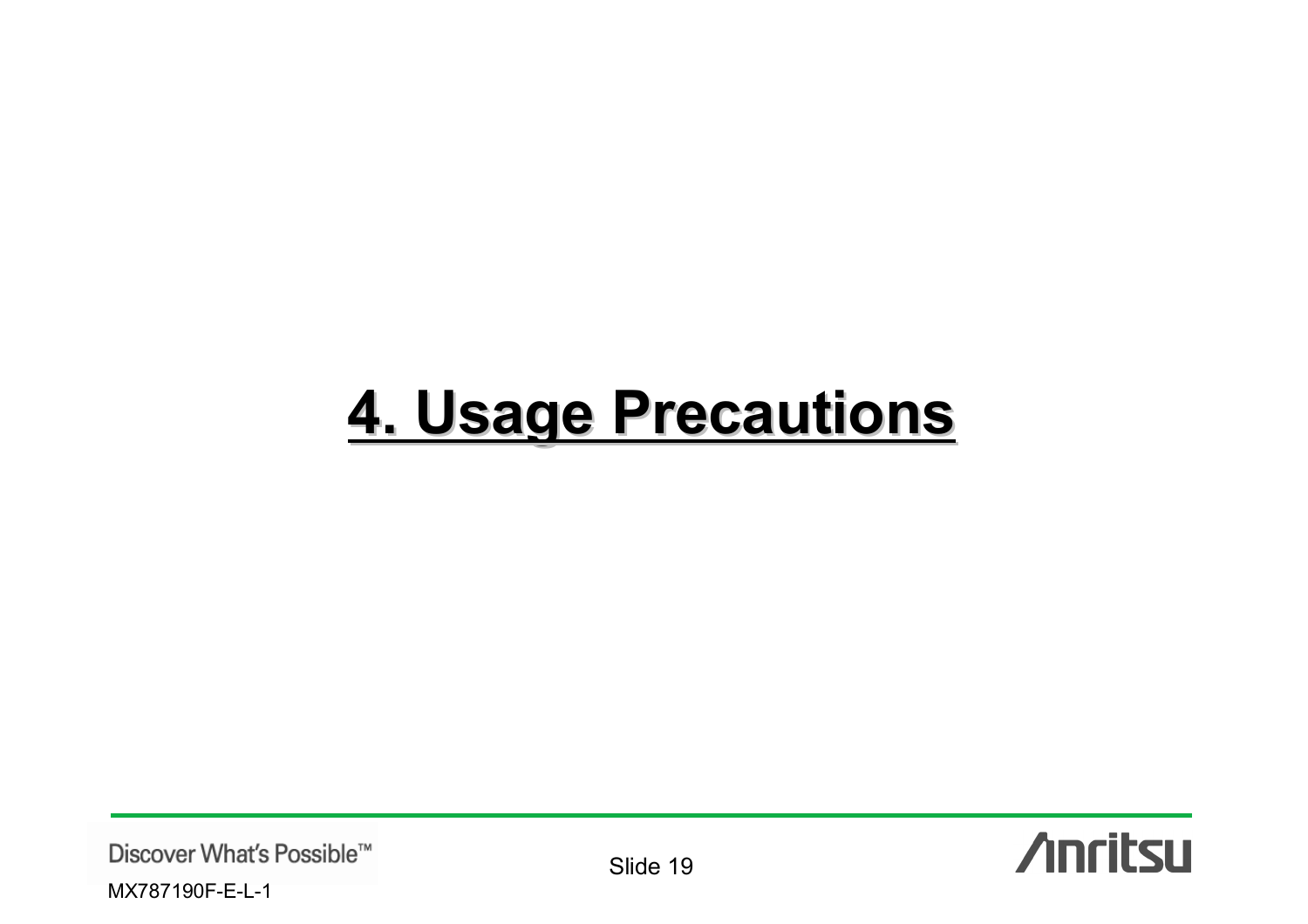# 4. Usage Precautions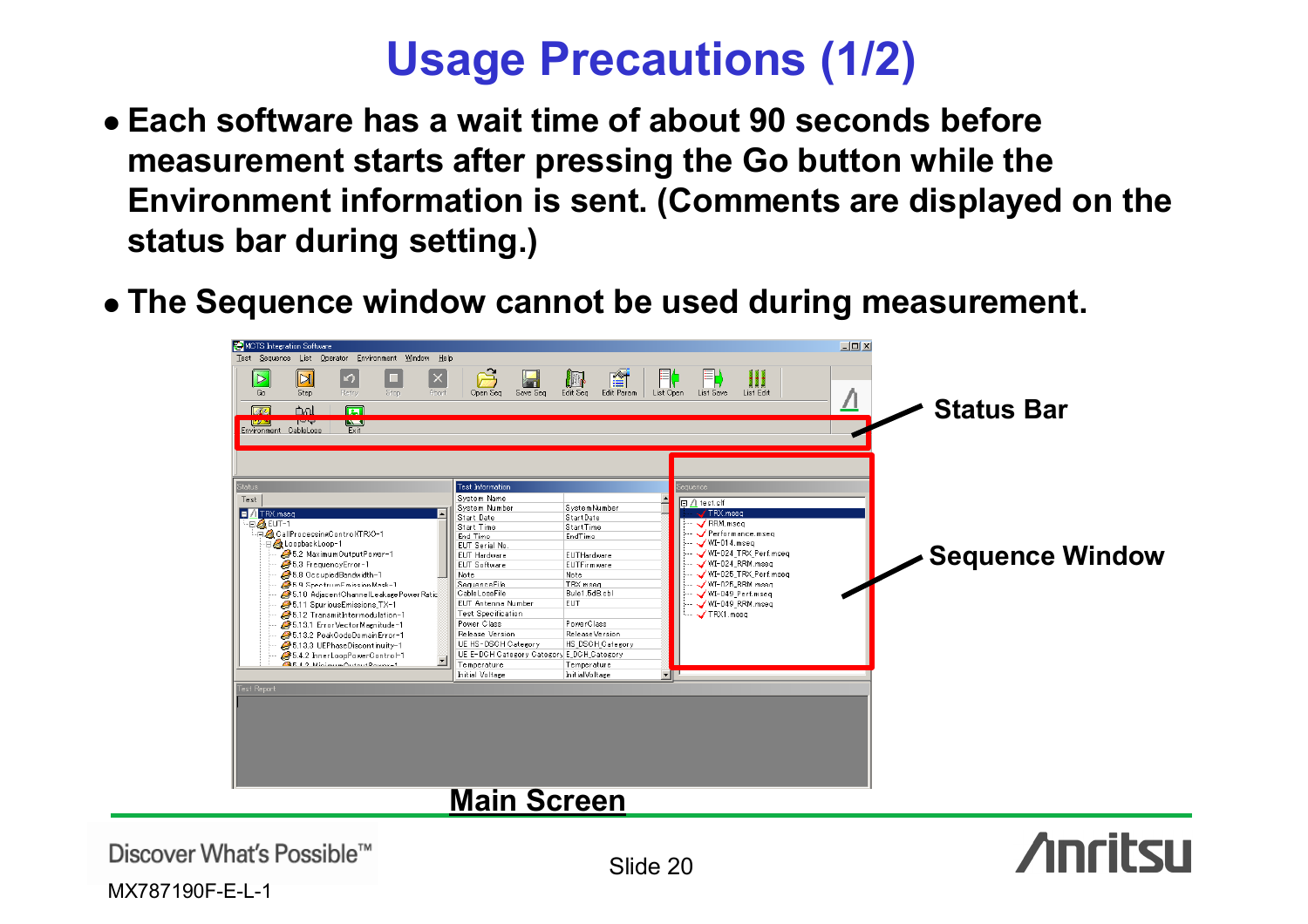# Usage Precautions (1/2)

- **Each software has a wait time of about 90 seconds before measurement starts after pressing the Go button while the Environment information is sent. (Comments are displayed on the status bar during setting.)**
- **The Sequence window cannot be used during measurement.**

**Status Bar**

**Sequence Window**

**Main Screen**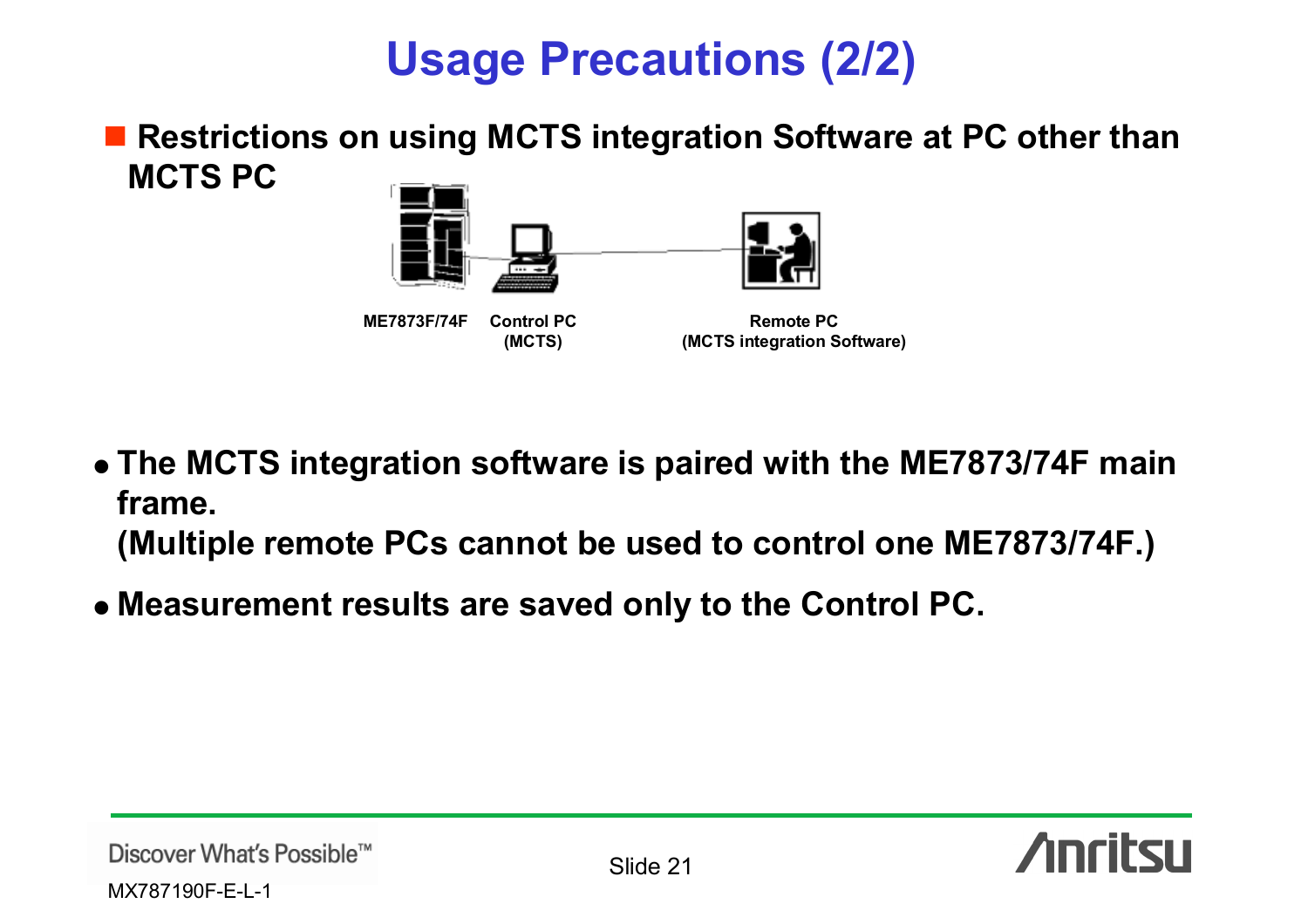# Usage Precautions (2/2)

## Restrictions on using MCTS integration Software at PC other than MCTS PC

ME7873F/74F    Control PC (MCTS)    Remote PC (MCTS integration Software)

- **The MCTS integration software is paired with the ME7873/74F main frame. (Multiple remote PCs cannot be used to control one ME7873/74F.)**
- **Measurement results are saved only to the Control PC.**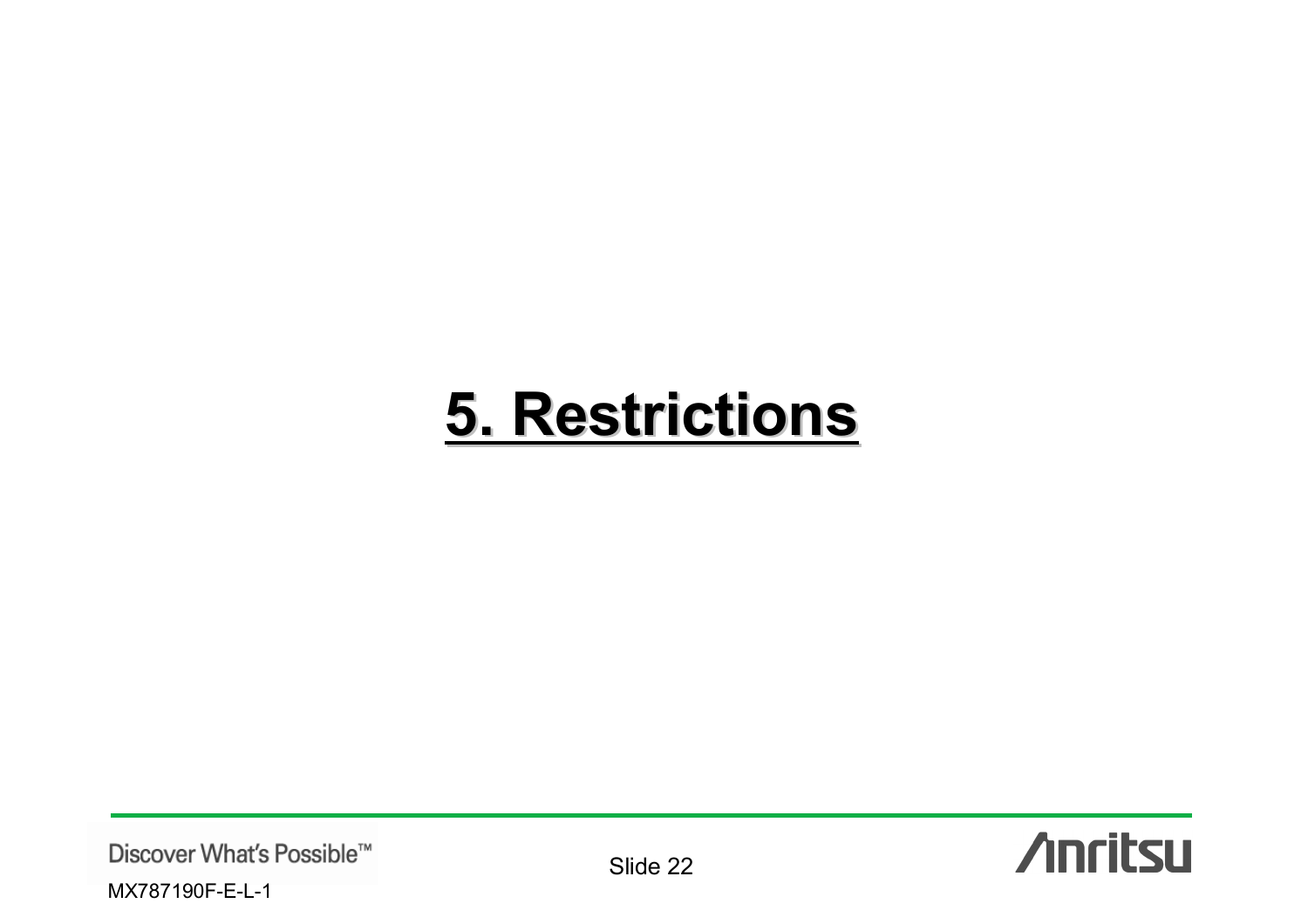# 5. Restrictions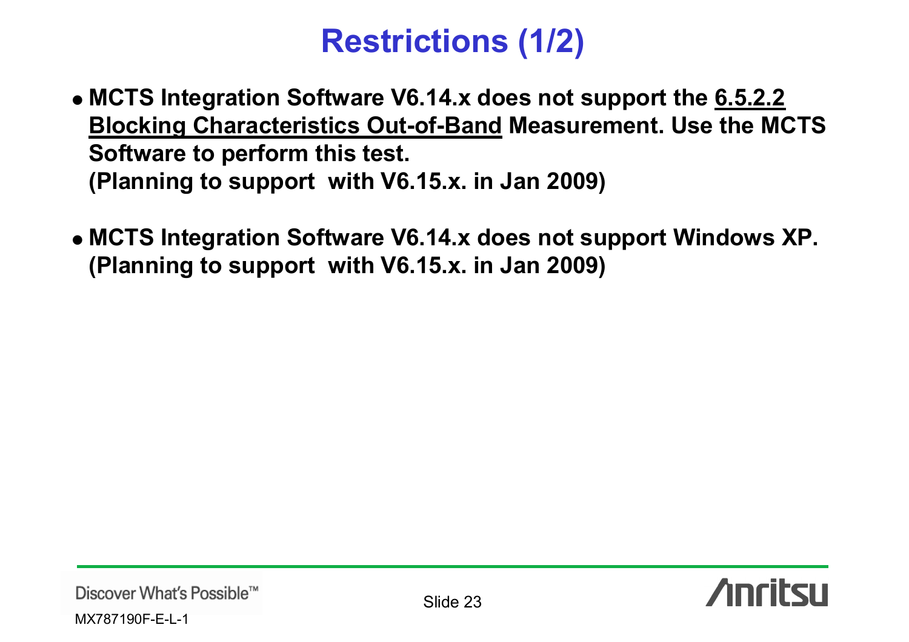# Restrictions (1/2)

- **MCTS Integration Software V6.14.x does not support the 6.5.2.2 Blocking Characteristics Out-of-Band Measurement. Use the MCTS Software to perform this test.**
  **(Planning to support with V6.15.x. in Jan 2009)**

- **MCTS Integration Software V6.14.x does not support Windows XP.**
  **(Planning to support with V6.15.x. in Jan 2009)**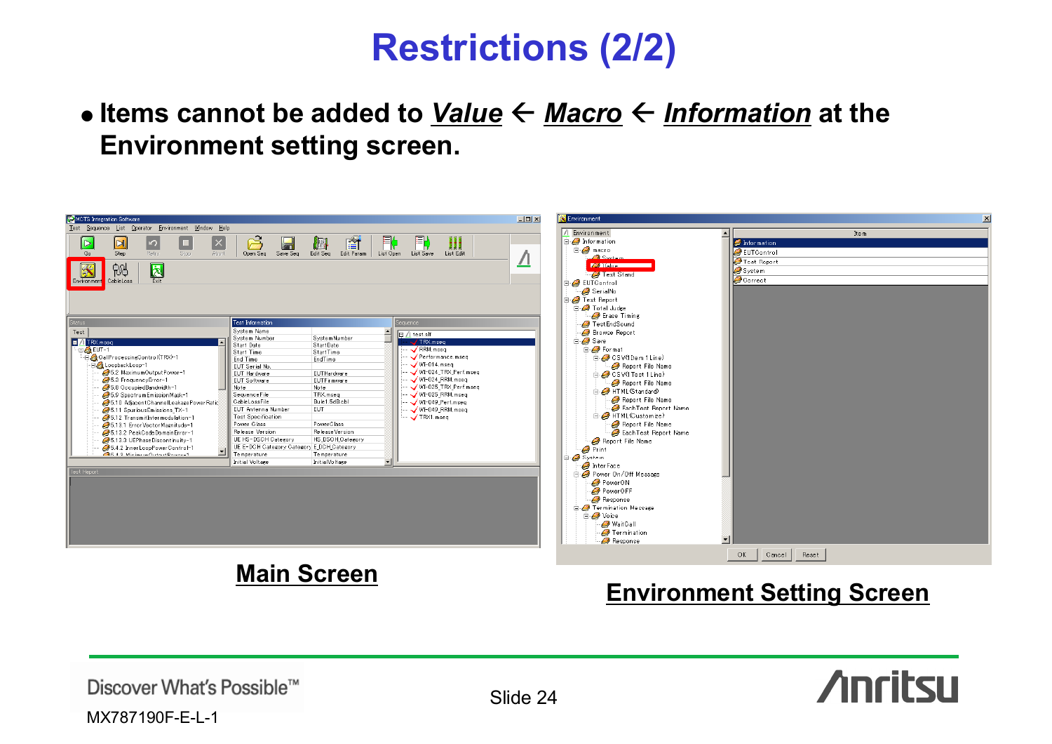# Restrictions (2/2)

- Items cannot be added to ***Value*** ← ***Macro*** ← ***Information*** at the Environment setting screen.

**Main Screen**

**Environment Setting Screen**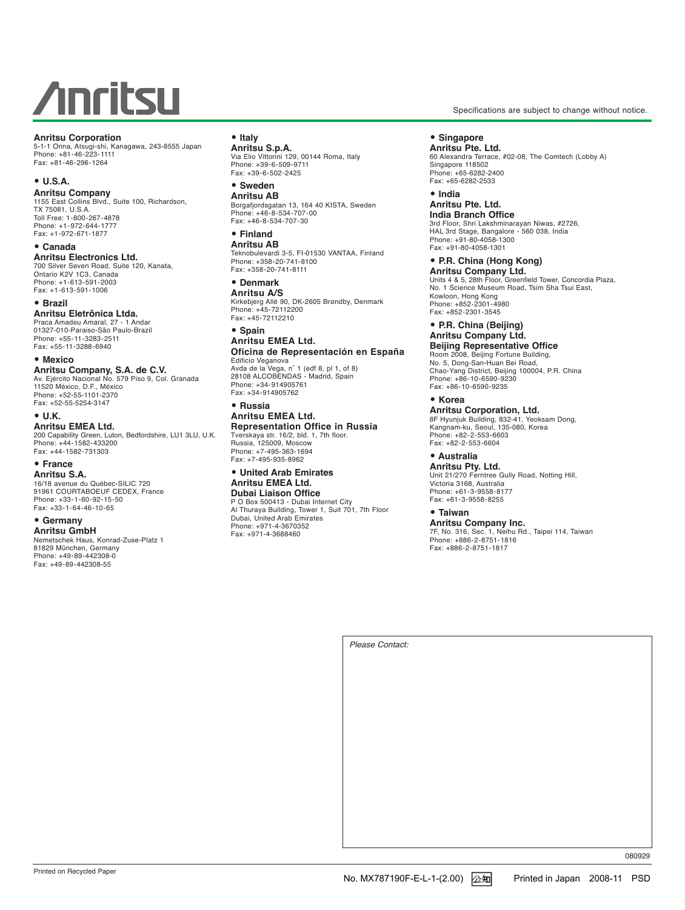# Anritsu

Specifications are subject to change without notice.

**Anritsu Corporation**
5-1-1 Onna, Atsugi-shi, Kanagawa, 243-8555 Japan
Phone: +81-46-223-1111
Fax: +81-46-296-1264

**• U.S.A.**
**Anritsu Company**
1155 East Collins Blvd., Suite 100, Richardson,
TX 75081, U.S.A.
Toll Free: 1-800-267-4878
Phone: +1-972-644-1777
Fax: +1-972-671-1877

**• Canada**
**Anritsu Electronics Ltd.**
700 Silver Seven Road, Suite 120, Kanata,
Ontario K2V 1C3, Canada
Phone: +1-613-591-2003
Fax: +1-613-591-1006

**• Brazil**
**Anritsu Eletrônica Ltda.**
Praca Amadeu Amaral, 27 - 1 Andar
01327-010-Paraiso-São Paulo-Brazil
Phone: +55-11-3283-2511
Fax: +55-11-3288-6940

**• Mexico**
**Anritsu Company, S.A. de C.V.**
Av. Ejército Nacional No. 579 Piso 9, Col. Granada
11520 México, D.F., México
Phone: +52-55-1101-2370
Fax: +52-55-5254-3147

**• U.K.**
**Anritsu EMEA Ltd.**
200 Capability Green, Luton, Bedfordshire, LU1 3LU, U.K.
Phone: +44-1582-433200
Fax: +44-1582-731303

**• France**
**Anritsu S.A.**
16/18 avenue du Québec-SILIC 720
91961 COURTABOEUF CEDEX, France
Phone: +33-1-60-92-15-50
Fax: +33-1-64-46-10-65

**• Germany**
**Anritsu GmbH**
Nemetschek Haus, Konrad-Zuse-Platz 1
81829 München, Germany
Phone: +49-89-442308-0
Fax: +49-89-442308-55

**• Italy**
**Anritsu S.p.A.**
Via Elio Vittorini 129, 00144 Roma, Italy
Phone: +39-6-509-9711
Fax: +39-6-502-2425

**• Sweden**
**Anritsu AB**
Borgafjordsgatan 13, 164 40 KISTA, Sweden
Phone: +46-8-534-707-00
Fax: +46-8-534-707-30

**• Finland**
**Anritsu AB**
Teknobulevardi 3-5, FI-01530 VANTAA, Finland
Phone: +358-20-741-8100
Fax: +358-20-741-8111

**• Denmark**
**Anritsu A/S**
Kirkebjerg Allé 90, DK-2605 Brøndby, Denmark
Phone: +45-72112200
Fax: +45-72112210

**• Spain**
**Anritsu EMEA Ltd.**
**Oficina de Representación en España**
Edificio Veganova
Avda de la Vega, n˚ 1 (edf 8, pl 1, of 8)
28108 ALCOBENDAS - Madrid, Spain
Phone: +34-914905761
Fax: +34-914905762

**• Russia**
**Anritsu EMEA Ltd.**
**Representation Office in Russia**
Tverskaya str. 16/2, bld. 1, 7th floor.
Russia, 125009, Moscow
Phone: +7-495-363-1694
Fax: +7-495-935-8962

**• United Arab Emirates**
**Anritsu EMEA Ltd.**
**Dubai Liaison Office**
P O Box 500413 - Dubai Internet City
Al Thuraya Building, Tower 1, Suit 701, 7th Floor
Dubai, United Arab Emirates
Phone: +971-4-3670352
Fax: +971-4-3688460

**• Singapore**
**Anritsu Pte. Ltd.**
60 Alexandra Terrace, #02-08, The Comtech (Lobby A)
Singapore 118502
Phone: +65-6282-2400
Fax: +65-6282-2533

**• India**
**Anritsu Pte. Ltd.**
**India Branch Office**
3rd Floor, Shri Lakshminarayan Niwas, #2726,
HAL 3rd Stage, Bangalore - 560 038, India
Phone: +91-80-4058-1300
Fax: +91-80-4058-1301

**• P.R. China (Hong Kong)**
**Anritsu Company Ltd.**
Units 4 & 5, 28th Floor, Greenfield Tower, Concordia Plaza,
No. 1 Science Museum Road, Tsim Sha Tsui East,
Kowloon, Hong Kong
Phone: +852-2301-4980
Fax: +852-2301-3545

**• P.R. China (Beijing)**
**Anritsu Company Ltd.**
**Beijing Representative Office**
Room 2008, Beijing Fortune Building,
No. 5, Dong-San-Huan Bei Road,
Chao-Yang District, Beijing 100004, P.R. China
Phone: +86-10-6590-9230
Fax: +86-10-6590-9235

**• Korea**
**Anritsu Corporation, Ltd.**
8F Hyunjuk Building, 832-41, Yeoksam Dong,
Kangnam-ku, Seoul, 135-080, Korea
Phone: +82-2-553-6603
Fax: +82-2-553-6604

**• Australia**
**Anritsu Pty. Ltd.**
Unit 21/270 Ferntree Gully Road, Notting Hill,
Victoria 3168, Australia
Phone: +61-3-9558-8177
Fax: +61-3-9558-8255

**• Taiwan**
**Anritsu Company Inc.**
7F, No. 316, Sec. 1, Neihu Rd., Taipei 114, Taiwan
Phone: +886-2-8751-1816
Fax: +886-2-8751-1817

*Please Contact:*

080929

Printed on Recycled Paper

No. MX787190F-E-L-1-(2.00) 公知 Printed in Japan 2008-11 PSD